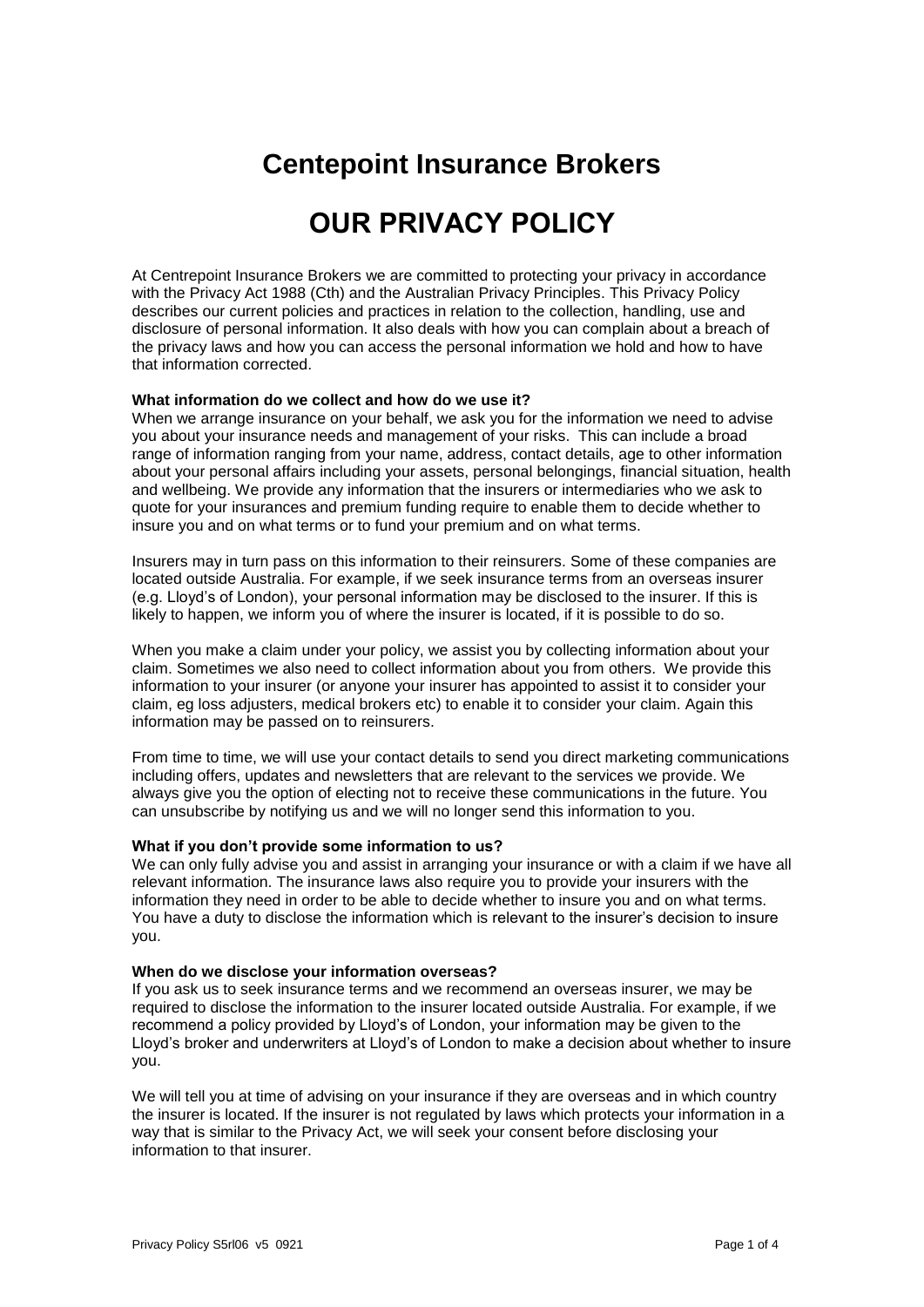# Centepoint Insurance Brokers

# OUR PRIVACY POLICY

At Centrepoint Insurance Brokers we are committed to protecting your privacy in accordance with the Privacy Act 1988 (Cth) and the Australian Privacy Principles. This Privacy Policy describes our current policies and practices in relation to the collection, handling, use and disclosure of personal information. It also deals with how you can complain about a breach of the privacy laws and how you can access the personal information we hold and how to have that information corrected.

**What information do we collect and how do we use it?**
When we arrange insurance on your behalf, we ask you for the information we need to advise you about your insurance needs and management of your risks. This can include a broad range of information ranging from your name, address, contact details, age to other information about your personal affairs including your assets, personal belongings, financial situation, health and wellbeing. We provide any information that the insurers or intermediaries who we ask to quote for your insurances and premium funding require to enable them to decide whether to insure you and on what terms or to fund your premium and on what terms.

Insurers may in turn pass on this information to their reinsurers. Some of these companies are located outside Australia. For example, if we seek insurance terms from an overseas insurer (e.g. Lloyd's of London), your personal information may be disclosed to the insurer. If this is likely to happen, we inform you of where the insurer is located, if it is possible to do so.

When you make a claim under your policy, we assist you by collecting information about your claim. Sometimes we also need to collect information about you from others. We provide this information to your insurer (or anyone your insurer has appointed to assist it to consider your claim, eg loss adjusters, medical brokers etc) to enable it to consider your claim. Again this information may be passed on to reinsurers.

From time to time, we will use your contact details to send you direct marketing communications including offers, updates and newsletters that are relevant to the services we provide. We always give you the option of electing not to receive these communications in the future. You can unsubscribe by notifying us and we will no longer send this information to you.

**What if you don't provide some information to us?**
We can only fully advise you and assist in arranging your insurance or with a claim if we have all relevant information. The insurance laws also require you to provide your insurers with the information they need in order to be able to decide whether to insure you and on what terms. You have a duty to disclose the information which is relevant to the insurer's decision to insure you.

**When do we disclose your information overseas?**
If you ask us to seek insurance terms and we recommend an overseas insurer, we may be required to disclose the information to the insurer located outside Australia. For example, if we recommend a policy provided by Lloyd's of London, your information may be given to the Lloyd's broker and underwriters at Lloyd's of London to make a decision about whether to insure you.

We will tell you at time of advising on your insurance if they are overseas and in which country the insurer is located. If the insurer is not regulated by laws which protects your information in a way that is similar to the Privacy Act, we will seek your consent before disclosing your information to that insurer.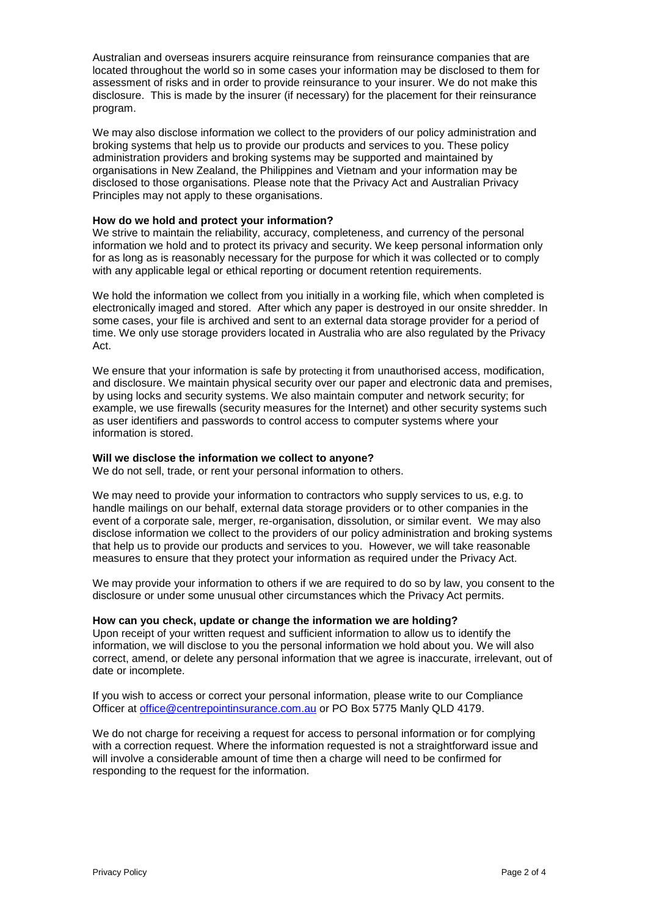Australian and overseas insurers acquire reinsurance from reinsurance companies that are located throughout the world so in some cases your information may be disclosed to them for assessment of risks and in order to provide reinsurance to your insurer. We do not make this disclosure. This is made by the insurer (if necessary) for the placement for their reinsurance program.

We may also disclose information we collect to the providers of our policy administration and broking systems that help us to provide our products and services to you. These policy administration providers and broking systems may be supported and maintained by organisations in New Zealand, the Philippines and Vietnam and your information may be disclosed to those organisations. Please note that the Privacy Act and Australian Privacy Principles may not apply to these organisations.

**How do we hold and protect your information?**

We strive to maintain the reliability, accuracy, completeness, and currency of the personal information we hold and to protect its privacy and security. We keep personal information only for as long as is reasonably necessary for the purpose for which it was collected or to comply with any applicable legal or ethical reporting or document retention requirements.

We hold the information we collect from you initially in a working file, which when completed is electronically imaged and stored. After which any paper is destroyed in our onsite shredder. In some cases, your file is archived and sent to an external data storage provider for a period of time. We only use storage providers located in Australia who are also regulated by the Privacy Act.

We ensure that your information is safe by protecting it from unauthorised access, modification, and disclosure. We maintain physical security over our paper and electronic data and premises, by using locks and security systems. We also maintain computer and network security; for example, we use firewalls (security measures for the Internet) and other security systems such as user identifiers and passwords to control access to computer systems where your information is stored.

**Will we disclose the information we collect to anyone?**

We do not sell, trade, or rent your personal information to others.

We may need to provide your information to contractors who supply services to us, e.g. to handle mailings on our behalf, external data storage providers or to other companies in the event of a corporate sale, merger, re-organisation, dissolution, or similar event. We may also disclose information we collect to the providers of our policy administration and broking systems that help us to provide our products and services to you. However, we will take reasonable measures to ensure that they protect your information as required under the Privacy Act.

We may provide your information to others if we are required to do so by law, you consent to the disclosure or under some unusual other circumstances which the Privacy Act permits.

**How can you check, update or change the information we are holding?**

Upon receipt of your written request and sufficient information to allow us to identify the information, we will disclose to you the personal information we hold about you. We will also correct, amend, or delete any personal information that we agree is inaccurate, irrelevant, out of date or incomplete.

If you wish to access or correct your personal information, please write to our Compliance Officer at office@centrepointinsurance.com.au or PO Box 5775 Manly QLD 4179.

We do not charge for receiving a request for access to personal information or for complying with a correction request. Where the information requested is not a straightforward issue and will involve a considerable amount of time then a charge will need to be confirmed for responding to the request for the information.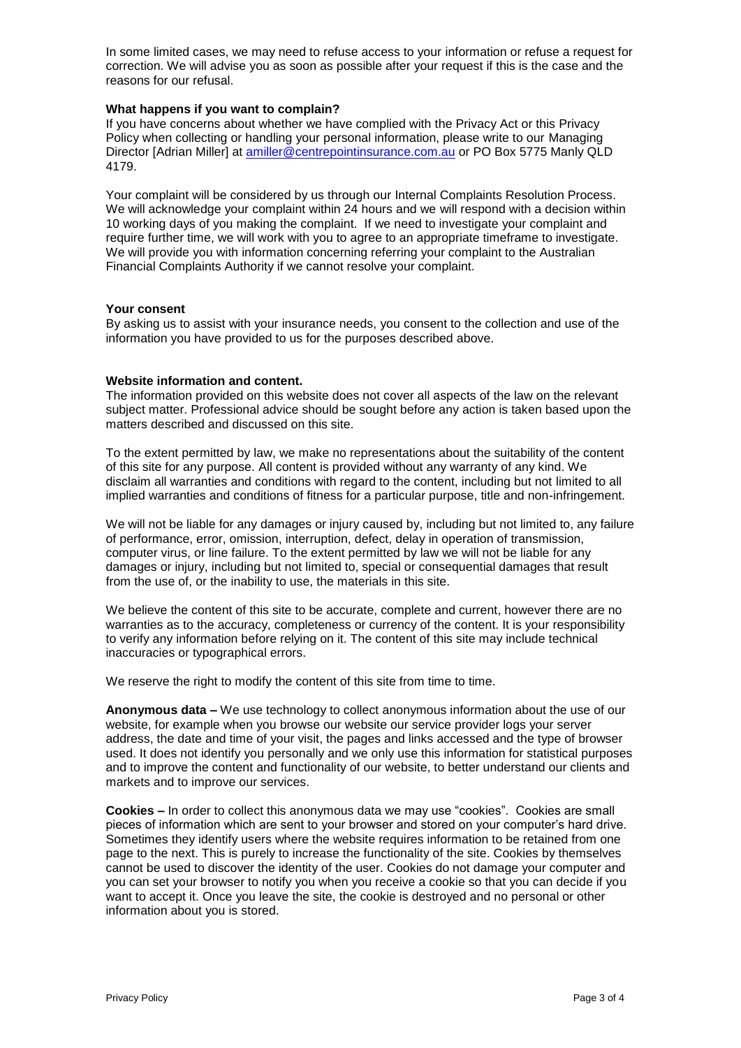In some limited cases, we may need to refuse access to your information or refuse a request for correction. We will advise you as soon as possible after your request if this is the case and the reasons for our refusal.

**What happens if you want to complain?**

If you have concerns about whether we have complied with the Privacy Act or this Privacy Policy when collecting or handling your personal information, please write to our Managing Director [Adrian Miller] at amiller@centrepointinsurance.com.au or PO Box 5775 Manly QLD 4179.

Your complaint will be considered by us through our Internal Complaints Resolution Process. We will acknowledge your complaint within 24 hours and we will respond with a decision within 10 working days of you making the complaint. If we need to investigate your complaint and require further time, we will work with you to agree to an appropriate timeframe to investigate. We will provide you with information concerning referring your complaint to the Australian Financial Complaints Authority if we cannot resolve your complaint.

**Your consent**

By asking us to assist with your insurance needs, you consent to the collection and use of the information you have provided to us for the purposes described above.

**Website information and content.**

The information provided on this website does not cover all aspects of the law on the relevant subject matter. Professional advice should be sought before any action is taken based upon the matters described and discussed on this site.

To the extent permitted by law, we make no representations about the suitability of the content of this site for any purpose. All content is provided without any warranty of any kind. We disclaim all warranties and conditions with regard to the content, including but not limited to all implied warranties and conditions of fitness for a particular purpose, title and non-infringement.

We will not be liable for any damages or injury caused by, including but not limited to, any failure of performance, error, omission, interruption, defect, delay in operation of transmission, computer virus, or line failure. To the extent permitted by law we will not be liable for any damages or injury, including but not limited to, special or consequential damages that result from the use of, or the inability to use, the materials in this site.

We believe the content of this site to be accurate, complete and current, however there are no warranties as to the accuracy, completeness or currency of the content. It is your responsibility to verify any information before relying on it. The content of this site may include technical inaccuracies or typographical errors.

We reserve the right to modify the content of this site from time to time.

**Anonymous data –** We use technology to collect anonymous information about the use of our website, for example when you browse our website our service provider logs your server address, the date and time of your visit, the pages and links accessed and the type of browser used. It does not identify you personally and we only use this information for statistical purposes and to improve the content and functionality of our website, to better understand our clients and markets and to improve our services.

**Cookies –** In order to collect this anonymous data we may use "cookies". Cookies are small pieces of information which are sent to your browser and stored on your computer's hard drive. Sometimes they identify users where the website requires information to be retained from one page to the next. This is purely to increase the functionality of the site. Cookies by themselves cannot be used to discover the identity of the user. Cookies do not damage your computer and you can set your browser to notify you when you receive a cookie so that you can decide if you want to accept it. Once you leave the site, the cookie is destroyed and no personal or other information about you is stored.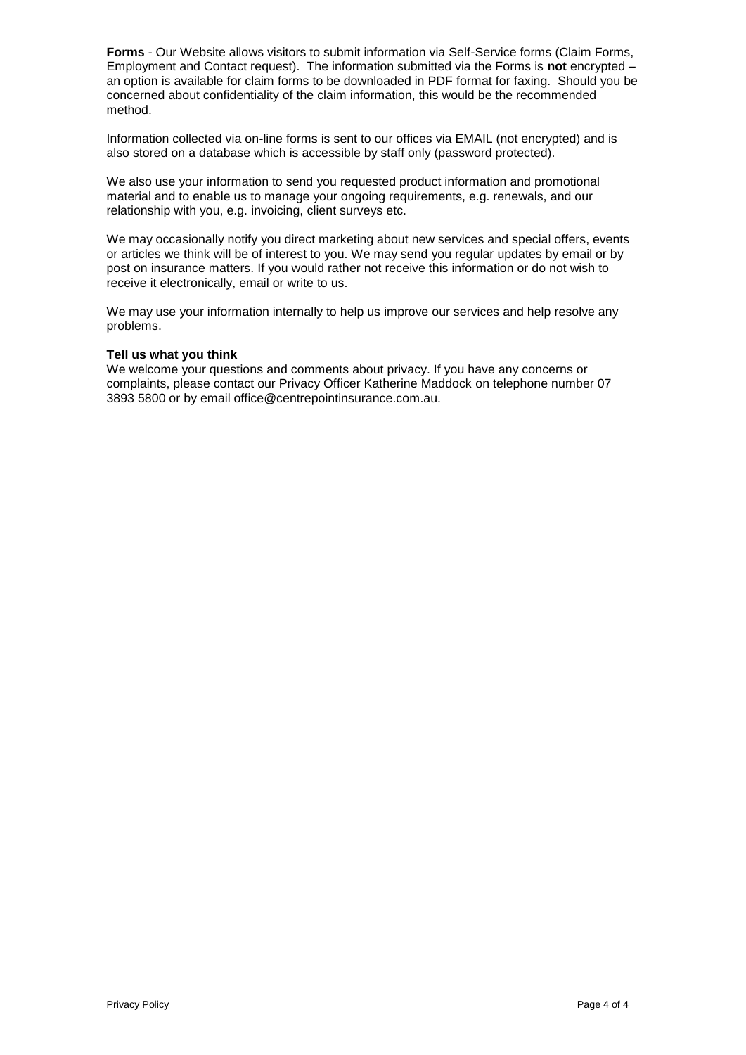**Forms** - Our Website allows visitors to submit information via Self-Service forms (Claim Forms, Employment and Contact request). The information submitted via the Forms is **not** encrypted – an option is available for claim forms to be downloaded in PDF format for faxing. Should you be concerned about confidentiality of the claim information, this would be the recommended method.

Information collected via on-line forms is sent to our offices via EMAIL (not encrypted) and is also stored on a database which is accessible by staff only (password protected).

We also use your information to send you requested product information and promotional material and to enable us to manage your ongoing requirements, e.g. renewals, and our relationship with you, e.g. invoicing, client surveys etc.

We may occasionally notify you direct marketing about new services and special offers, events or articles we think will be of interest to you. We may send you regular updates by email or by post on insurance matters. If you would rather not receive this information or do not wish to receive it electronically, email or write to us.

We may use your information internally to help us improve our services and help resolve any problems.

**Tell us what you think**

We welcome your questions and comments about privacy. If you have any concerns or complaints, please contact our Privacy Officer Katherine Maddock on telephone number 07 3893 5800 or by email office@centrepointinsurance.com.au.